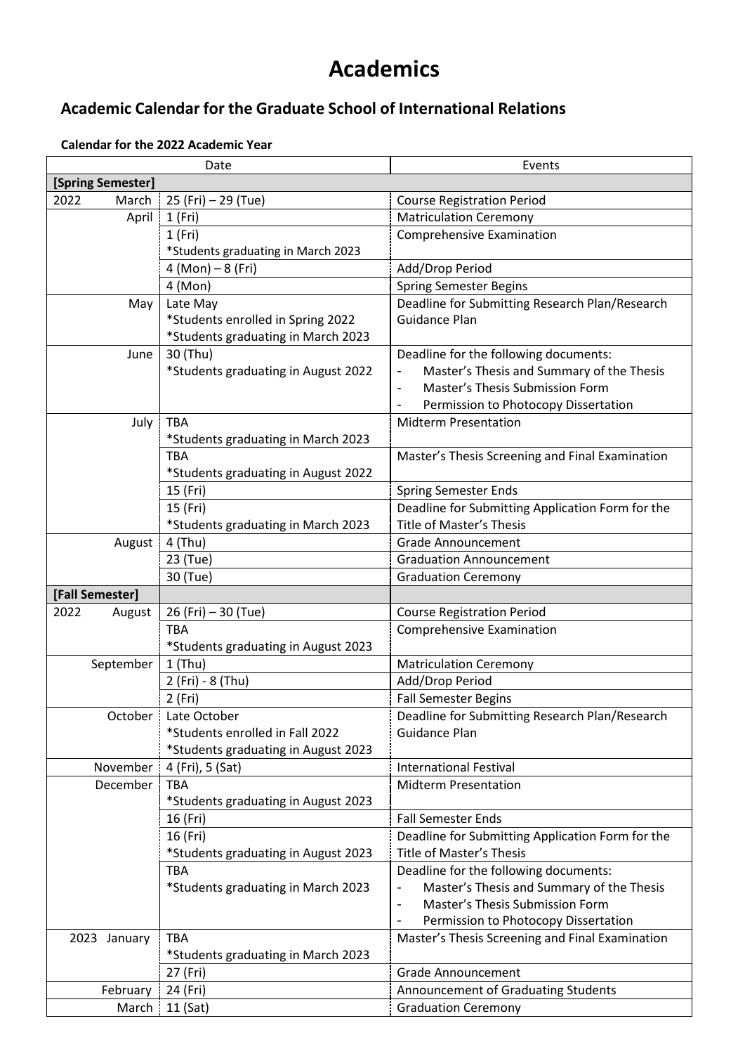# Academics

## Academic Calendar for the Graduate School of International Relations

**Calendar for the 2022 Academic Year**

| Date | | Events |
|---|---|---|
| **[Spring Semester]** | | |
| 2022 March | 25 (Fri) – 29 (Tue) | Course Registration Period |
| April | 1 (Fri) | Matriculation Ceremony |
| | 1 (Fri)<br>*Students graduating in March 2023 | Comprehensive Examination |
| | 4 (Mon) – 8 (Fri) | Add/Drop Period |
| | 4 (Mon) | Spring Semester Begins |
| May | Late May<br>*Students enrolled in Spring 2022<br>*Students graduating in March 2023 | Deadline for Submitting Research Plan/Research Guidance Plan |
| June | 30 (Thu)<br>*Students graduating in August 2022 | Deadline for the following documents:<br>- Master's Thesis and Summary of the Thesis<br>- Master's Thesis Submission Form<br>- Permission to Photocopy Dissertation |
| July | TBA<br>*Students graduating in March 2023 | Midterm Presentation |
| | TBA<br>*Students graduating in August 2022 | Master's Thesis Screening and Final Examination |
| | 15 (Fri) | Spring Semester Ends |
| | 15 (Fri)<br>*Students graduating in March 2023 | Deadline for Submitting Application Form for the Title of Master's Thesis |
| August | 4 (Thu) | Grade Announcement |
| | 23 (Tue) | Graduation Announcement |
| | 30 (Tue) | Graduation Ceremony |
| **[Fall Semester]** | | |
| 2022 August | 26 (Fri) – 30 (Tue) | Course Registration Period |
| | TBA<br>*Students graduating in August 2023 | Comprehensive Examination |
| September | 1 (Thu) | Matriculation Ceremony |
| | 2 (Fri) - 8 (Thu) | Add/Drop Period |
| | 2 (Fri) | Fall Semester Begins |
| October | Late October<br>*Students enrolled in Fall 2022<br>*Students graduating in August 2023 | Deadline for Submitting Research Plan/Research Guidance Plan |
| November | 4 (Fri), 5 (Sat) | International Festival |
| December | TBA<br>*Students graduating in August 2023 | Midterm Presentation |
| | 16 (Fri) | Fall Semester Ends |
| | 16 (Fri)<br>*Students graduating in August 2023 | Deadline for Submitting Application Form for the Title of Master's Thesis |
| | TBA<br>*Students graduating in March 2023 | Deadline for the following documents:<br>- Master's Thesis and Summary of the Thesis<br>- Master's Thesis Submission Form<br>- Permission to Photocopy Dissertation |
| 2023 January | TBA<br>*Students graduating in March 2023 | Master's Thesis Screening and Final Examination |
| | 27 (Fri) | Grade Announcement |
| February | 24 (Fri) | Announcement of Graduating Students |
| March | 11 (Sat) | Graduation Ceremony |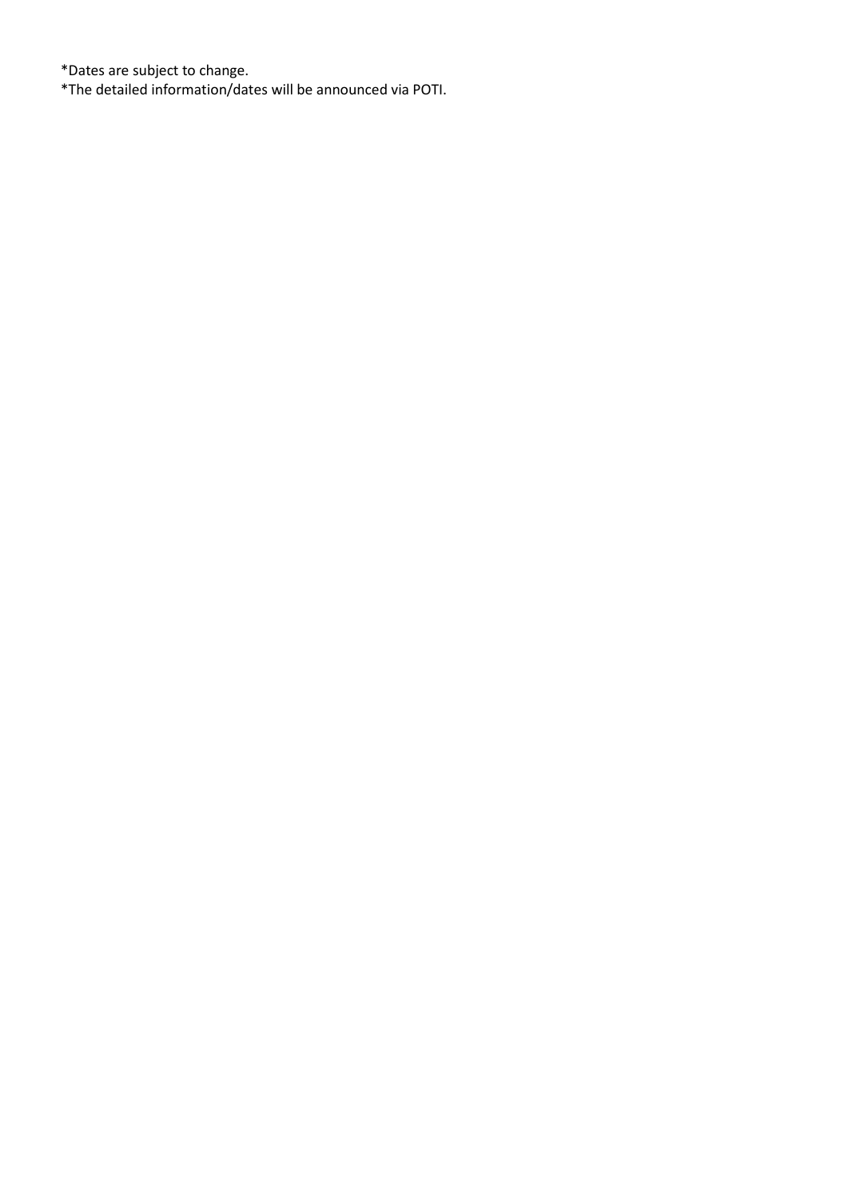*Dates are subject to change.
*The detailed information/dates will be announced via POTI.